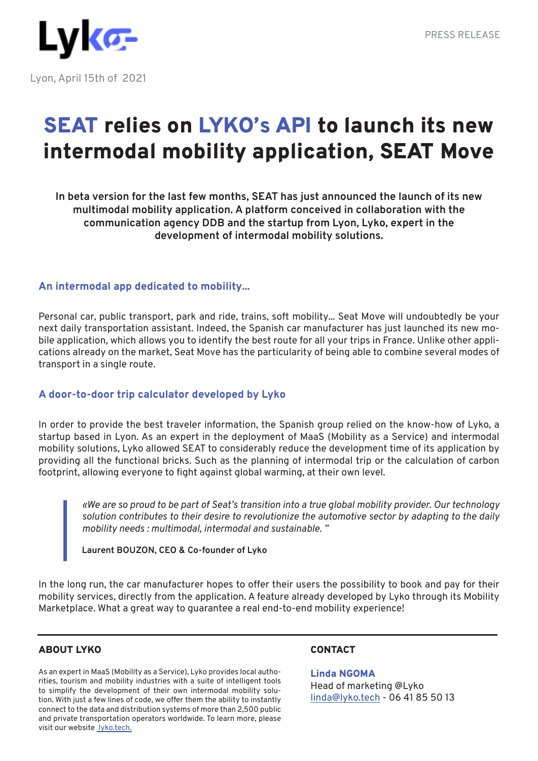Lyko

PRESS RELEASE

Lyon, April 15th of 2021

# SEAT relies on LYKO's API to launch its new intermodal mobility application, SEAT Move

**In beta version for the last few months, SEAT has just announced the launch of its new multimodal mobility application. A platform conceived in collaboration with the communication agency DDB and the startup from Lyon, Lyko, expert in the development of intermodal mobility solutions.**

### An intermodal app dedicated to mobility...

Personal car, public transport, park and ride, trains, soft mobility... Seat Move will undoubtedly be your next daily transportation assistant. Indeed, the Spanish car manufacturer has just launched its new mobile application, which allows you to identify the best route for all your trips in France. Unlike other applications already on the market, Seat Move has the particularity of being able to combine several modes of transport in a single route.

### A door-to-door trip calculator developed by Lyko

In order to provide the best traveler information, the Spanish group relied on the know-how of Lyko, a startup based in Lyon. As an expert in the deployment of MaaS (Mobility as a Service) and intermodal mobility solutions, Lyko allowed SEAT to considerably reduce the development time of its application by providing all the functional bricks. Such as the planning of intermodal trip or the calculation of carbon footprint, allowing everyone to fight against global warming, at their own level.

> *«We are so proud to be part of Seat's transition into a true global mobility provider. Our technology solution contributes to their desire to revolutionize the automotive sector by adapting to the daily mobility needs : multimodal, intermodal and sustainable. "*
>
> **Laurent BOUZON, CEO & Co-founder of Lyko**

In the long run, the car manufacturer hopes to offer their users the possibility to book and pay for their mobility services, directly from the application. A feature already developed by Lyko through its Mobility Marketplace. What a great way to guarantee a real end-to-end mobility experience!

---

### ABOUT LYKO

As an expert in MaaS (Mobility as a Service), Lyko provides local authorities, tourism and mobility industries with a suite of intelligent tools to simplify the development of their own intermodal mobility solution. With just a few lines of code, we offer them the ability to instantly connect to the data and distribution systems of more than 2,500 public and private transportation operators worldwide. To learn more, please visit our website [lyko.tech.](lyko.tech)

### CONTACT

**Linda NGOMA**
Head of marketing @Lyko
[linda@lyko.tech](mailto:linda@lyko.tech) - 06 41 85 50 13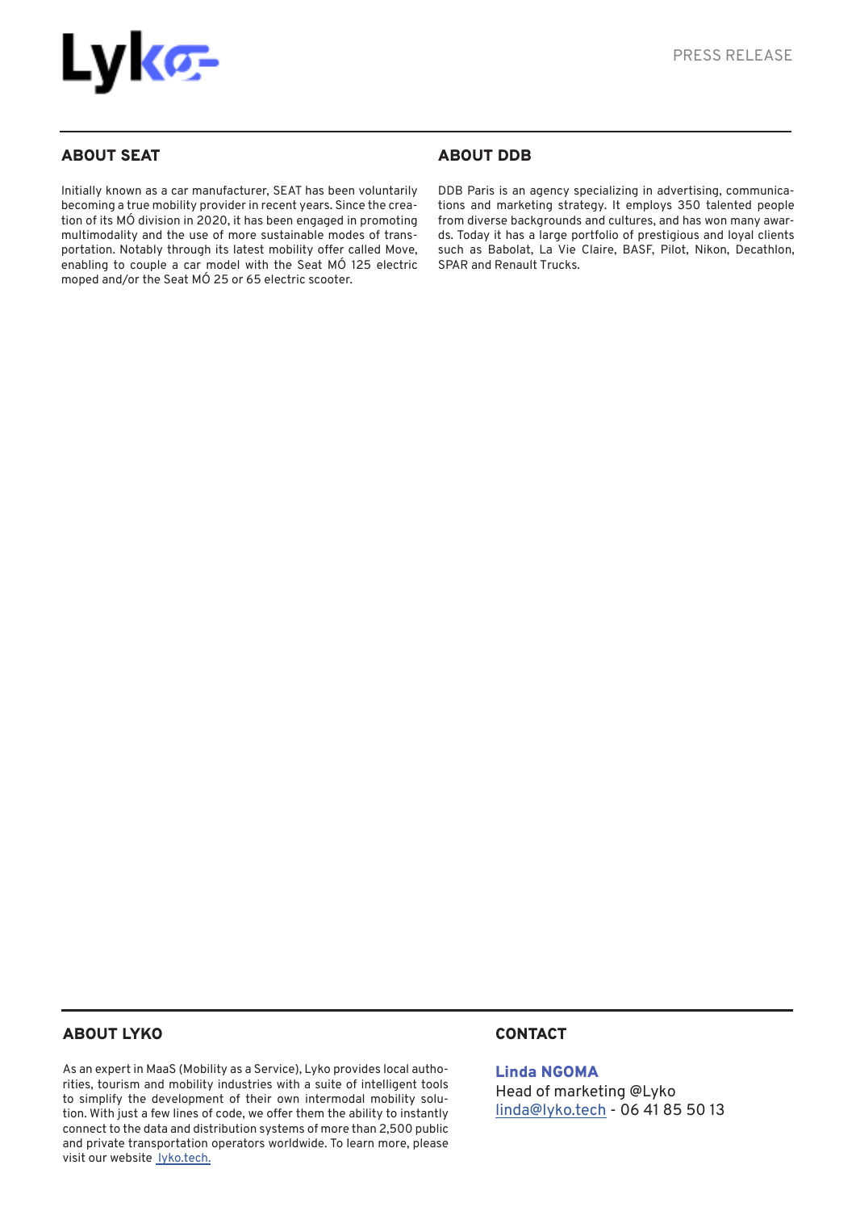## ABOUT SEAT

Initially known as a car manufacturer, SEAT has been voluntarily becoming a true mobility provider in recent years. Since the creation of its MÓ division in 2020, it has been engaged in promoting multimodality and the use of more sustainable modes of transportation. Notably through its latest mobility offer called Move, enabling to couple a car model with the Seat MÓ 125 electric moped and/or the Seat MÓ 25 or 65 electric scooter.

## ABOUT DDB

DDB Paris is an agency specializing in advertising, communications and marketing strategy. It employs 350 talented people from diverse backgrounds and cultures, and has won many awards. Today it has a large portfolio of prestigious and loyal clients such as Babolat, La Vie Claire, BASF, Pilot, Nikon, Decathlon, SPAR and Renault Trucks.

## ABOUT LYKO

As an expert in MaaS (Mobility as a Service), Lyko provides local authorities, tourism and mobility industries with a suite of intelligent tools to simplify the development of their own intermodal mobility solution. With just a few lines of code, we offer them the ability to instantly connect to the data and distribution systems of more than 2,500 public and private transportation operators worldwide. To learn more, please visit our website lyko.tech.

## CONTACT

**Linda NGOMA**
Head of marketing @Lyko
linda@lyko.tech - 06 41 85 50 13